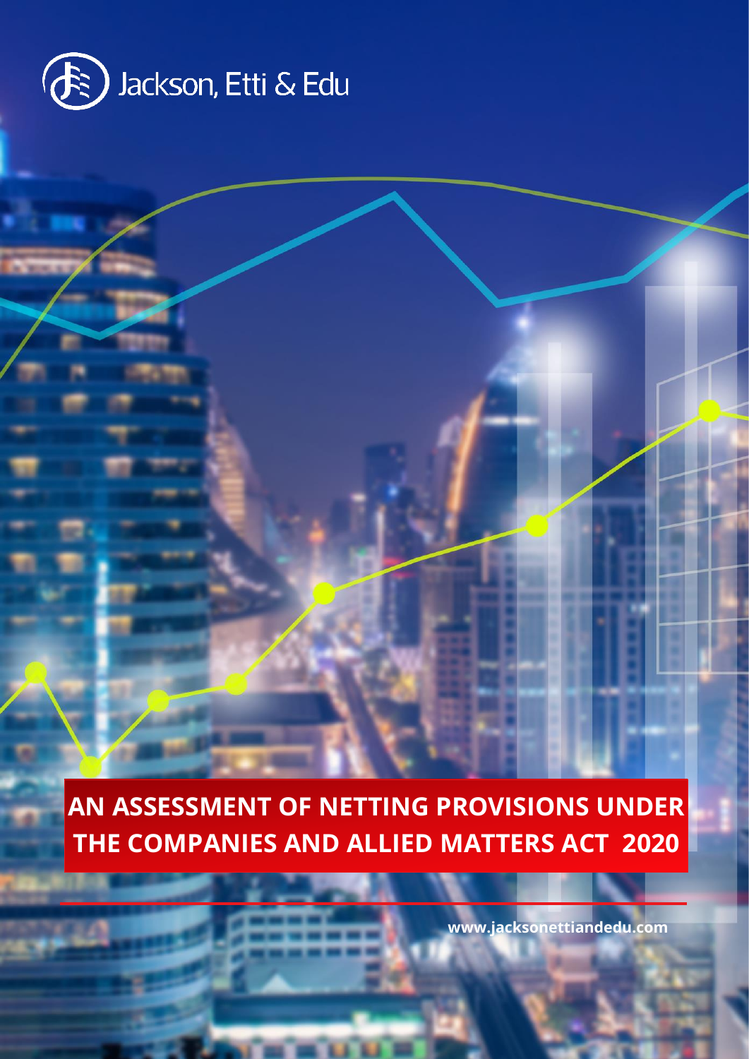Jackson, Etti & Edu

# AN ASSESSMENT OF NETTING PROVISIONS UNDER THE COMPANIES AND ALLIED MATTERS ACT 2020

www.jacksonettiandedu.com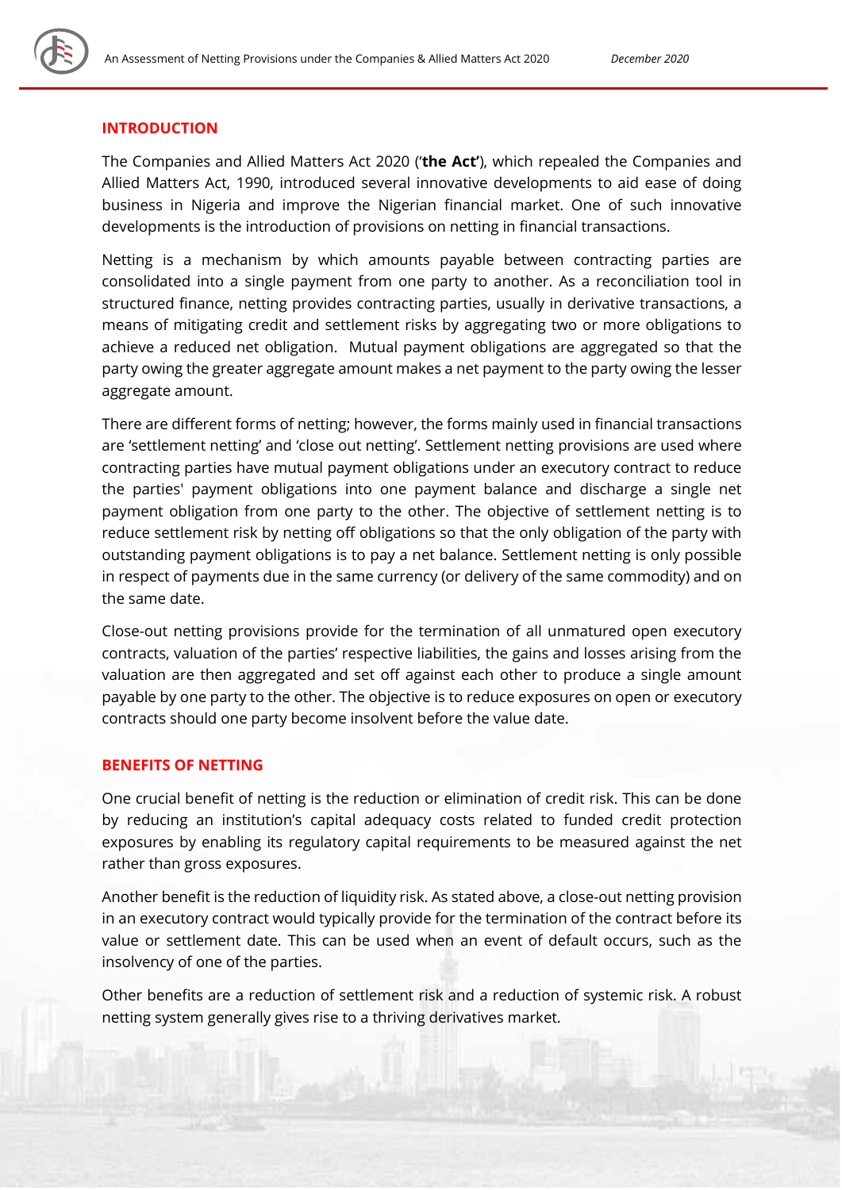## INTRODUCTION

The Companies and Allied Matters Act 2020 ('**the Act'**), which repealed the Companies and Allied Matters Act, 1990, introduced several innovative developments to aid ease of doing business in Nigeria and improve the Nigerian financial market. One of such innovative developments is the introduction of provisions on netting in financial transactions.

Netting is a mechanism by which amounts payable between contracting parties are consolidated into a single payment from one party to another. As a reconciliation tool in structured finance, netting provides contracting parties, usually in derivative transactions, a means of mitigating credit and settlement risks by aggregating two or more obligations to achieve a reduced net obligation. Mutual payment obligations are aggregated so that the party owing the greater aggregate amount makes a net payment to the party owing the lesser aggregate amount.

There are different forms of netting; however, the forms mainly used in financial transactions are 'settlement netting' and 'close out netting'. Settlement netting provisions are used where contracting parties have mutual payment obligations under an executory contract to reduce the parties' payment obligations into one payment balance and discharge a single net payment obligation from one party to the other. The objective of settlement netting is to reduce settlement risk by netting off obligations so that the only obligation of the party with outstanding payment obligations is to pay a net balance. Settlement netting is only possible in respect of payments due in the same currency (or delivery of the same commodity) and on the same date.

Close-out netting provisions provide for the termination of all unmatured open executory contracts, valuation of the parties' respective liabilities, the gains and losses arising from the valuation are then aggregated and set off against each other to produce a single amount payable by one party to the other. The objective is to reduce exposures on open or executory contracts should one party become insolvent before the value date.

## BENEFITS OF NETTING

One crucial benefit of netting is the reduction or elimination of credit risk. This can be done by reducing an institution's capital adequacy costs related to funded credit protection exposures by enabling its regulatory capital requirements to be measured against the net rather than gross exposures.

Another benefit is the reduction of liquidity risk. As stated above, a close-out netting provision in an executory contract would typically provide for the termination of the contract before its value or settlement date. This can be used when an event of default occurs, such as the insolvency of one of the parties.

Other benefits are a reduction of settlement risk and a reduction of systemic risk. A robust netting system generally gives rise to a thriving derivatives market.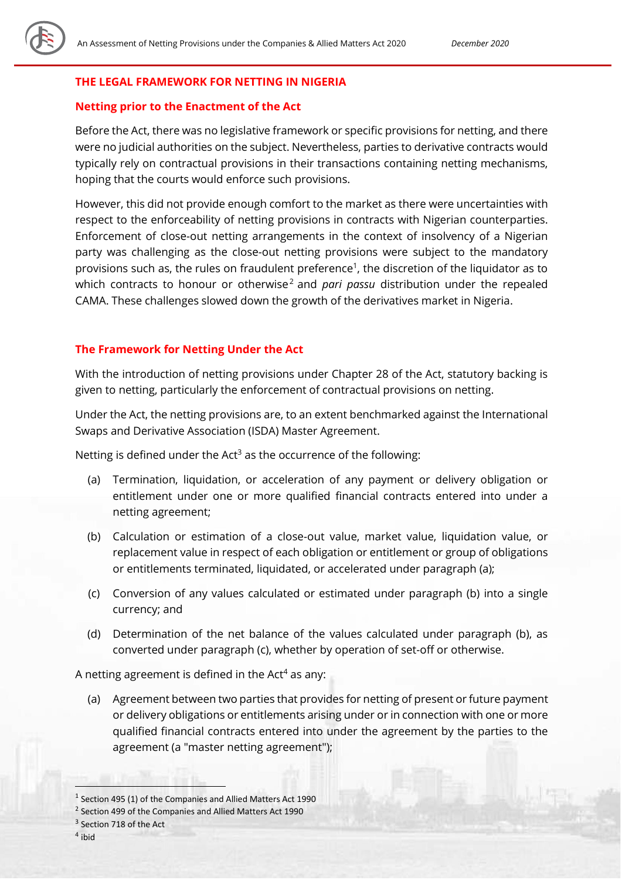## THE LEGAL FRAMEWORK FOR NETTING IN NIGERIA

### Netting prior to the Enactment of the Act

Before the Act, there was no legislative framework or specific provisions for netting, and there were no judicial authorities on the subject. Nevertheless, parties to derivative contracts would typically rely on contractual provisions in their transactions containing netting mechanisms, hoping that the courts would enforce such provisions.

However, this did not provide enough comfort to the market as there were uncertainties with respect to the enforceability of netting provisions in contracts with Nigerian counterparties. Enforcement of close-out netting arrangements in the context of insolvency of a Nigerian party was challenging as the close-out netting provisions were subject to the mandatory provisions such as, the rules on fraudulent preference[1], the discretion of the liquidator as to which contracts to honour or otherwise[2] and *pari passu* distribution under the repealed CAMA. These challenges slowed down the growth of the derivatives market in Nigeria.

### The Framework for Netting Under the Act

With the introduction of netting provisions under Chapter 28 of the Act, statutory backing is given to netting, particularly the enforcement of contractual provisions on netting.

Under the Act, the netting provisions are, to an extent benchmarked against the International Swaps and Derivative Association (ISDA) Master Agreement.

Netting is defined under the Act[3] as the occurrence of the following:

(a) Termination, liquidation, or acceleration of any payment or delivery obligation or entitlement under one or more qualified financial contracts entered into under a netting agreement;

(b) Calculation or estimation of a close-out value, market value, liquidation value, or replacement value in respect of each obligation or entitlement or group of obligations or entitlements terminated, liquidated, or accelerated under paragraph (a);

(c) Conversion of any values calculated or estimated under paragraph (b) into a single currency; and

(d) Determination of the net balance of the values calculated under paragraph (b), as converted under paragraph (c), whether by operation of set-off or otherwise.

A netting agreement is defined in the Act[4] as any:

(a) Agreement between two parties that provides for netting of present or future payment or delivery obligations or entitlements arising under or in connection with one or more qualified financial contracts entered into under the agreement by the parties to the agreement (a "master netting agreement");

---

[1] Section 495 (1) of the Companies and Allied Matters Act 1990

[2] Section 499 of the Companies and Allied Matters Act 1990

[3] Section 718 of the Act

[4] ibid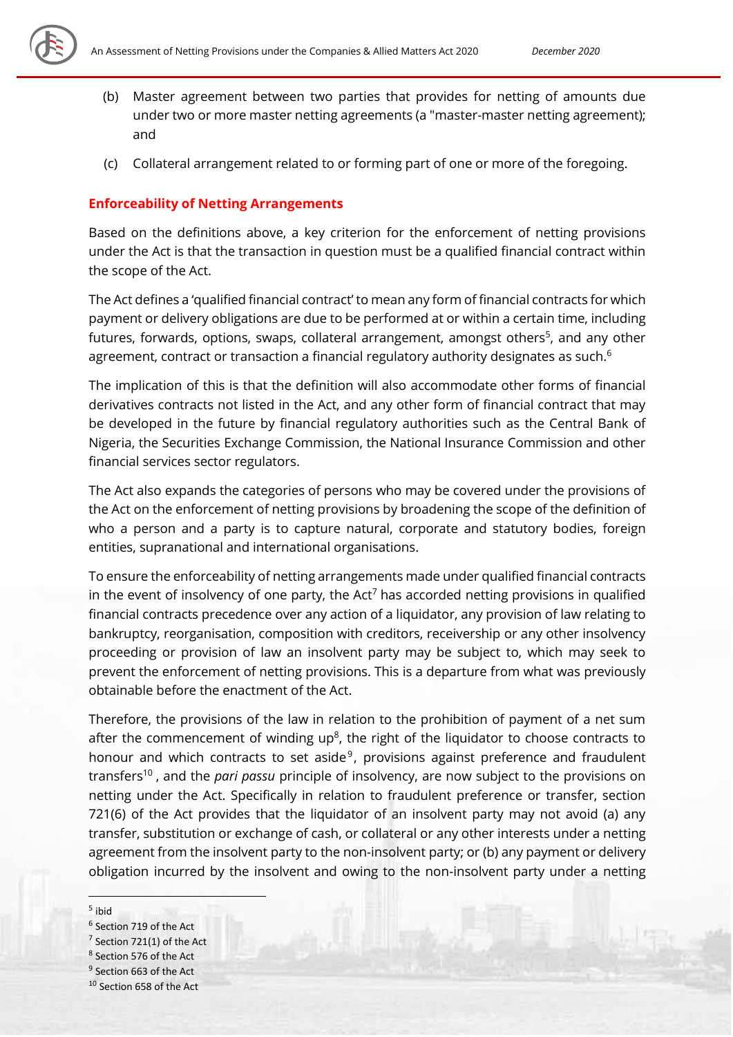(b) Master agreement between two parties that provides for netting of amounts due under two or more master netting agreements (a "master-master netting agreement); and

(c) Collateral arrangement related to or forming part of one or more of the foregoing.

## Enforceability of Netting Arrangements

Based on the definitions above, a key criterion for the enforcement of netting provisions under the Act is that the transaction in question must be a qualified financial contract within the scope of the Act.

The Act defines a 'qualified financial contract' to mean any form of financial contracts for which payment or delivery obligations are due to be performed at or within a certain time, including futures, forwards, options, swaps, collateral arrangement, amongst others[5], and any other agreement, contract or transaction a financial regulatory authority designates as such.[6]

The implication of this is that the definition will also accommodate other forms of financial derivatives contracts not listed in the Act, and any other form of financial contract that may be developed in the future by financial regulatory authorities such as the Central Bank of Nigeria, the Securities Exchange Commission, the National Insurance Commission and other financial services sector regulators.

The Act also expands the categories of persons who may be covered under the provisions of the Act on the enforcement of netting provisions by broadening the scope of the definition of who a person and a party is to capture natural, corporate and statutory bodies, foreign entities, supranational and international organisations.

To ensure the enforceability of netting arrangements made under qualified financial contracts in the event of insolvency of one party, the Act[7] has accorded netting provisions in qualified financial contracts precedence over any action of a liquidator, any provision of law relating to bankruptcy, reorganisation, composition with creditors, receivership or any other insolvency proceeding or provision of law an insolvent party may be subject to, which may seek to prevent the enforcement of netting provisions. This is a departure from what was previously obtainable before the enactment of the Act.

Therefore, the provisions of the law in relation to the prohibition of payment of a net sum after the commencement of winding up[8], the right of the liquidator to choose contracts to honour and which contracts to set aside[9], provisions against preference and fraudulent transfers[10], and the *pari passu* principle of insolvency, are now subject to the provisions on netting under the Act. Specifically in relation to fraudulent preference or transfer, section 721(6) of the Act provides that the liquidator of an insolvent party may not avoid (a) any transfer, substitution or exchange of cash, or collateral or any other interests under a netting agreement from the insolvent party to the non-insolvent party; or (b) any payment or delivery obligation incurred by the insolvent and owing to the non-insolvent party under a netting

[5] ibid

[6] Section 719 of the Act

[7] Section 721(1) of the Act

[8] Section 576 of the Act

[9] Section 663 of the Act

[10] Section 658 of the Act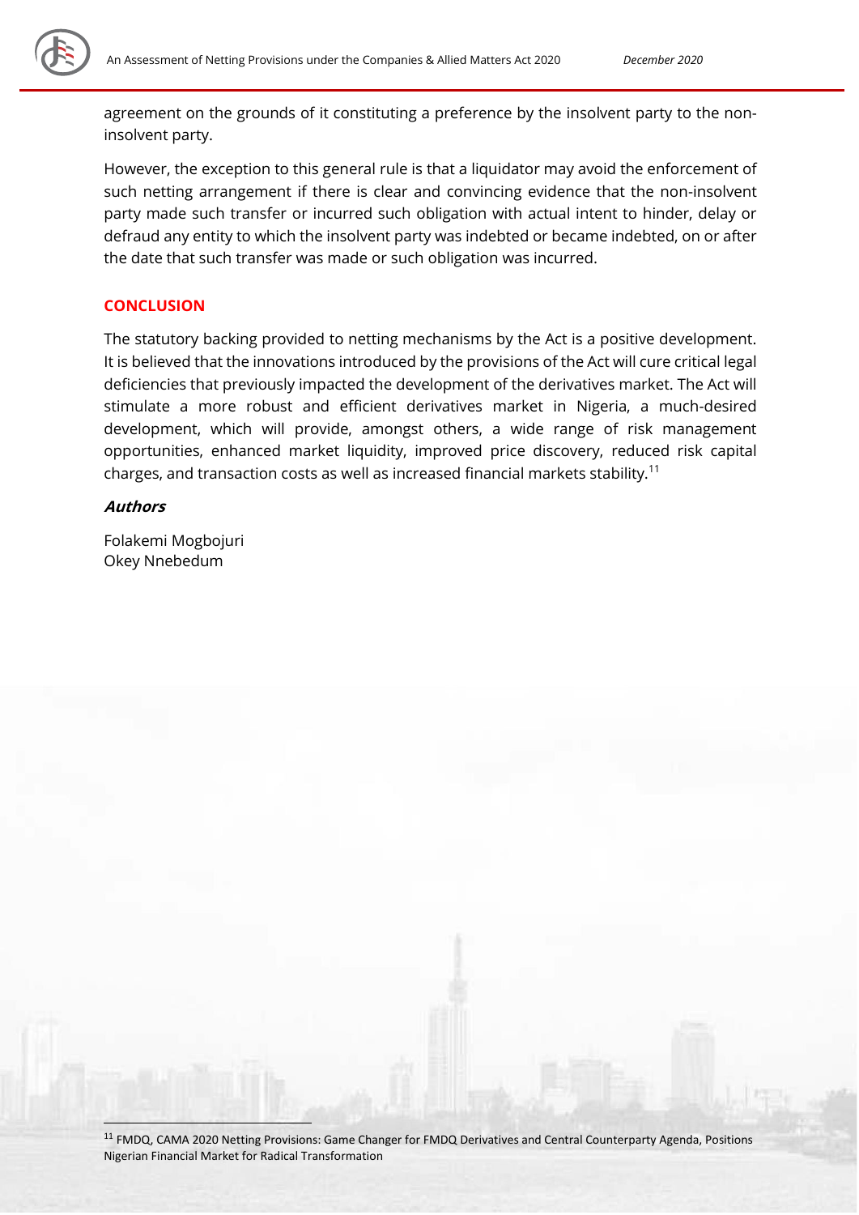agreement on the grounds of it constituting a preference by the insolvent party to the non-insolvent party.

However, the exception to this general rule is that a liquidator may avoid the enforcement of such netting arrangement if there is clear and convincing evidence that the non-insolvent party made such transfer or incurred such obligation with actual intent to hinder, delay or defraud any entity to which the insolvent party was indebted or became indebted, on or after the date that such transfer was made or such obligation was incurred.

## CONCLUSION

The statutory backing provided to netting mechanisms by the Act is a positive development. It is believed that the innovations introduced by the provisions of the Act will cure critical legal deficiencies that previously impacted the development of the derivatives market. The Act will stimulate a more robust and efficient derivatives market in Nigeria, a much-desired development, which will provide, amongst others, a wide range of risk management opportunities, enhanced market liquidity, improved price discovery, reduced risk capital charges, and transaction costs as well as increased financial markets stability.[11]

***Authors***

Folakemi Mogbojuri
Okey Nnebedum

[11] FMDQ, CAMA 2020 Netting Provisions: Game Changer for FMDQ Derivatives and Central Counterparty Agenda, Positions Nigerian Financial Market for Radical Transformation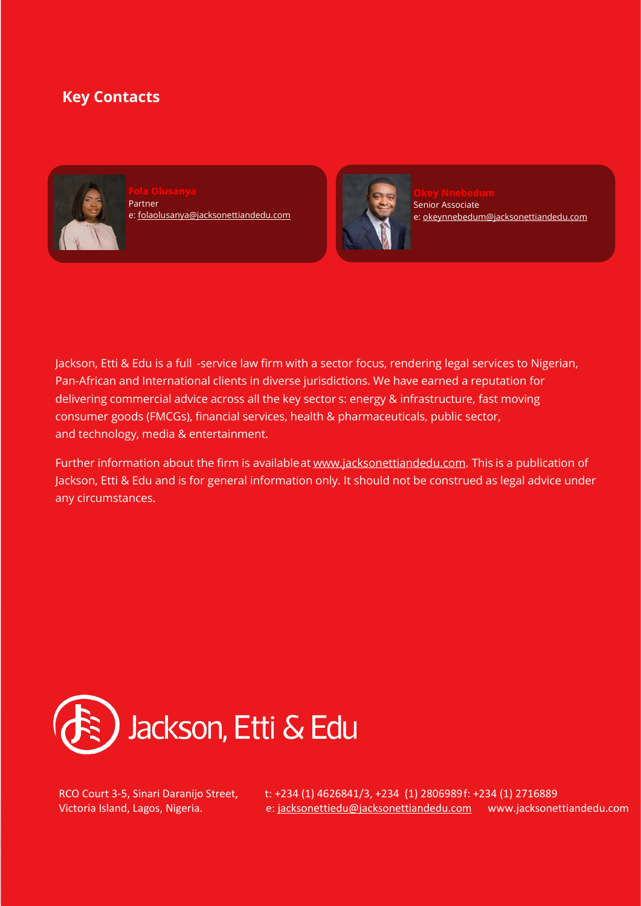## Key Contacts

**Fola Olusanya**
Partner
e: folaolusanya@jacksonettiandedu.com

**Okey Nnebedum**
Senior Associate
e: okeynnebedum@jacksonettiandedu.com

Jackson, Etti & Edu is a full -service law firm with a sector focus, rendering legal services to Nigerian, Pan-African and International clients in diverse jurisdictions. We have earned a reputation for delivering commercial advice across all the key sectors: energy & infrastructure, fast moving consumer goods (FMCGs), financial services, health & pharmaceuticals, public sector, and technology, media & entertainment.

Further information about the firm is available at www.jacksonettiandedu.com. This is a publication of Jackson, Etti & Edu and is for general information only. It should not be construed as legal advice under any circumstances.

Jackson, Etti & Edu

RCO Court 3-5, Sinari Daranijo Street,
Victoria Island, Lagos, Nigeria.

t: +234 (1) 4626841/3, +234 (1) 2806989 f: +234 (1) 2716889
e: jacksonettiedu@jacksonettiandedu.com www.jacksonettiandedu.com